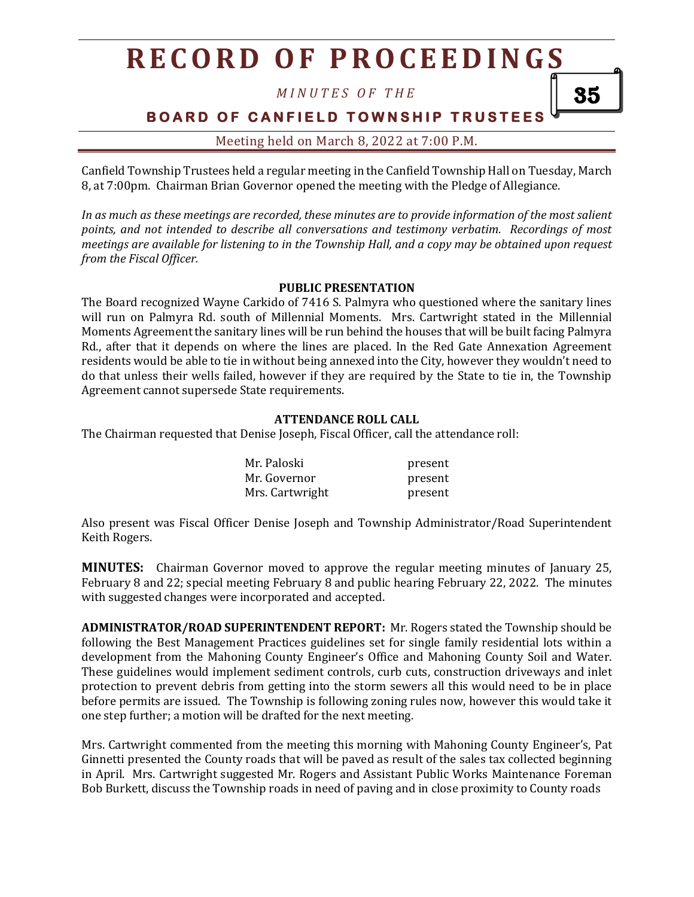# RECORD OF PROCEEDINGS

*MINUTES OF THE*

**BOARD OF CANFIELD TOWNSHIP TRUSTEES**

Meeting held on March 8, 2022 at 7:00 P.M.

Canfield Township Trustees held a regular meeting in the Canfield Township Hall on Tuesday, March 8, at 7:00pm. Chairman Brian Governor opened the meeting with the Pledge of Allegiance.

*In as much as these meetings are recorded, these minutes are to provide information of the most salient points, and not intended to describe all conversations and testimony verbatim. Recordings of most meetings are available for listening to in the Township Hall, and a copy may be obtained upon request from the Fiscal Officer.*

**PUBLIC PRESENTATION**

The Board recognized Wayne Carkido of 7416 S. Palmyra who questioned where the sanitary lines will run on Palmyra Rd. south of Millennial Moments. Mrs. Cartwright stated in the Millennial Moments Agreement the sanitary lines will be run behind the houses that will be built facing Palmyra Rd., after that it depends on where the lines are placed. In the Red Gate Annexation Agreement residents would be able to tie in without being annexed into the City, however they wouldn't need to do that unless their wells failed, however if they are required by the State to tie in, the Township Agreement cannot supersede State requirements.

**ATTENDANCE ROLL CALL**

The Chairman requested that Denise Joseph, Fiscal Officer, call the attendance roll:

| | |
|---|---|
| Mr. Paloski | present |
| Mr. Governor | present |
| Mrs. Cartwright | present |

Also present was Fiscal Officer Denise Joseph and Township Administrator/Road Superintendent Keith Rogers.

**MINUTES:** Chairman Governor moved to approve the regular meeting minutes of January 25, February 8 and 22; special meeting February 8 and public hearing February 22, 2022. The minutes with suggested changes were incorporated and accepted.

**ADMINISTRATOR/ROAD SUPERINTENDENT REPORT:** Mr. Rogers stated the Township should be following the Best Management Practices guidelines set for single family residential lots within a development from the Mahoning County Engineer's Office and Mahoning County Soil and Water. These guidelines would implement sediment controls, curb cuts, construction driveways and inlet protection to prevent debris from getting into the storm sewers all this would need to be in place before permits are issued. The Township is following zoning rules now, however this would take it one step further; a motion will be drafted for the next meeting.

Mrs. Cartwright commented from the meeting this morning with Mahoning County Engineer's, Pat Ginnetti presented the County roads that will be paved as result of the sales tax collected beginning in April. Mrs. Cartwright suggested Mr. Rogers and Assistant Public Works Maintenance Foreman Bob Burkett, discuss the Township roads in need of paving and in close proximity to County roads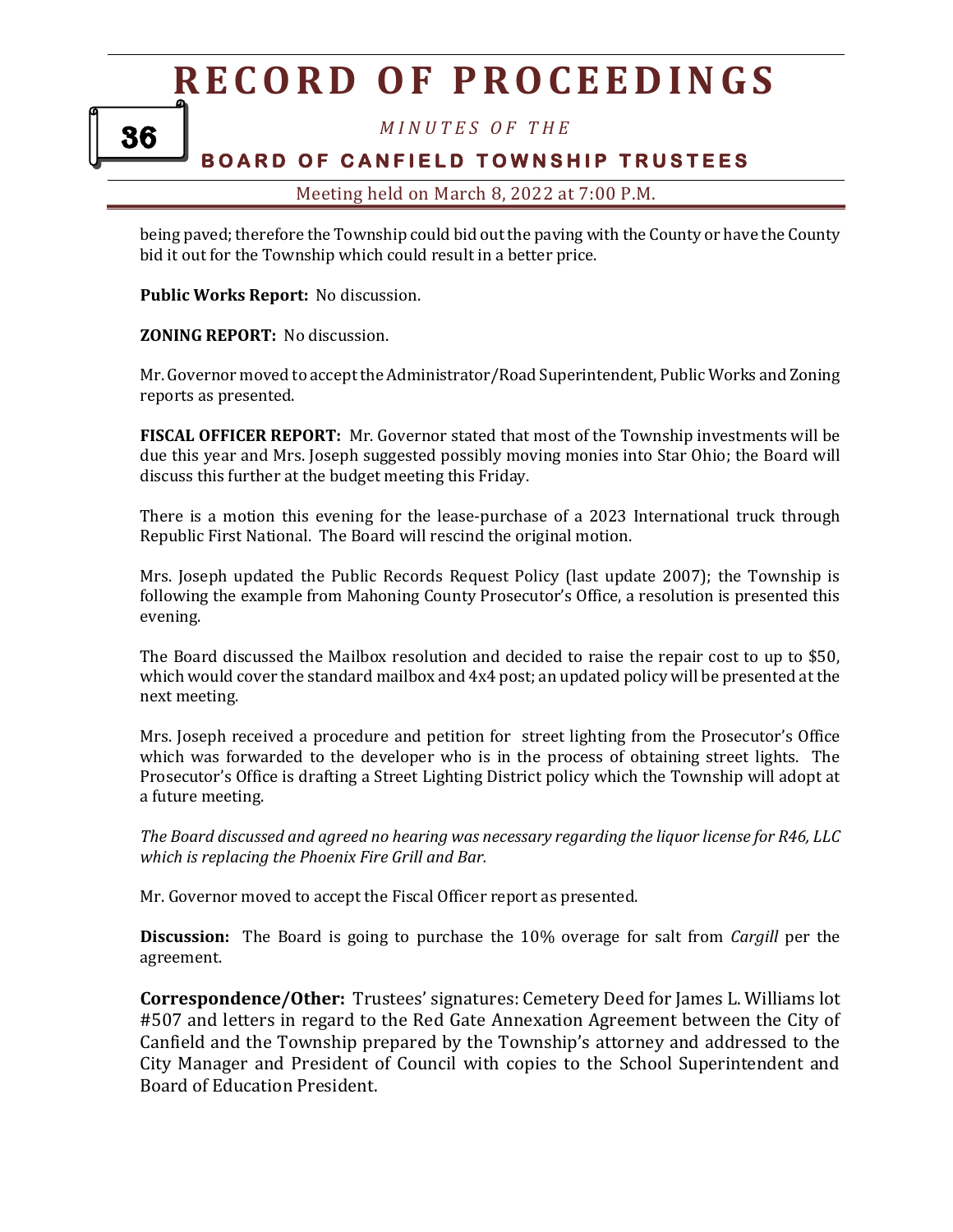being paved; therefore the Township could bid out the paving with the County or have the County bid it out for the Township which could result in a better price.

**Public Works Report:** No discussion.

**ZONING REPORT:** No discussion.

Mr. Governor moved to accept the Administrator/Road Superintendent, Public Works and Zoning reports as presented.

**FISCAL OFFICER REPORT:** Mr. Governor stated that most of the Township investments will be due this year and Mrs. Joseph suggested possibly moving monies into Star Ohio; the Board will discuss this further at the budget meeting this Friday.

There is a motion this evening for the lease-purchase of a 2023 International truck through Republic First National. The Board will rescind the original motion.

Mrs. Joseph updated the Public Records Request Policy (last update 2007); the Township is following the example from Mahoning County Prosecutor's Office, a resolution is presented this evening.

The Board discussed the Mailbox resolution and decided to raise the repair cost to up to $50, which would cover the standard mailbox and 4x4 post; an updated policy will be presented at the next meeting.

Mrs. Joseph received a procedure and petition for street lighting from the Prosecutor's Office which was forwarded to the developer who is in the process of obtaining street lights. The Prosecutor's Office is drafting a Street Lighting District policy which the Township will adopt at a future meeting.

*The Board discussed and agreed no hearing was necessary regarding the liquor license for R46, LLC which is replacing the Phoenix Fire Grill and Bar.*

Mr. Governor moved to accept the Fiscal Officer report as presented.

**Discussion:** The Board is going to purchase the 10% overage for salt from *Cargill* per the agreement.

**Correspondence/Other:** Trustees' signatures: Cemetery Deed for James L. Williams lot #507 and letters in regard to the Red Gate Annexation Agreement between the City of Canfield and the Township prepared by the Township's attorney and addressed to the City Manager and President of Council with copies to the School Superintendent and Board of Education President.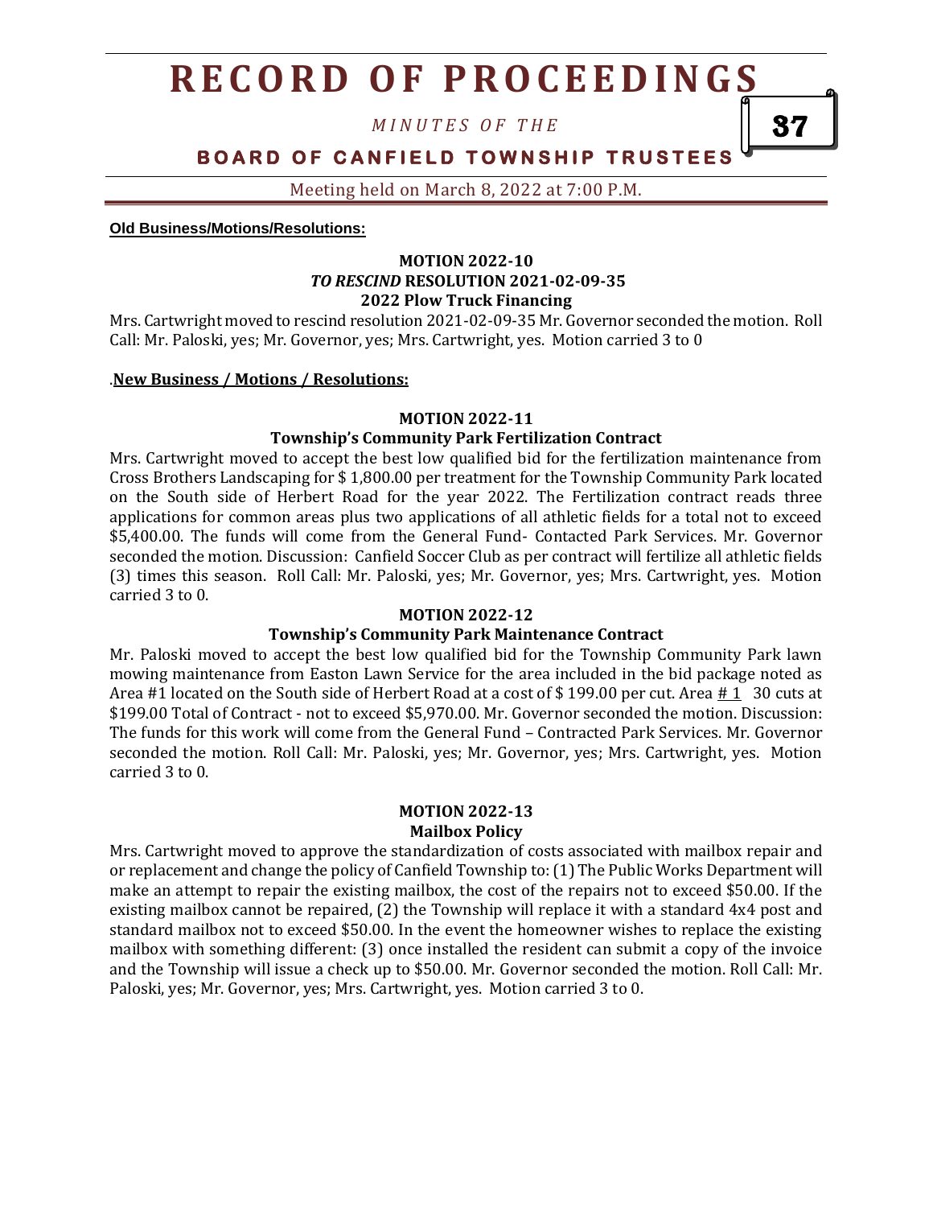**Old Business/Motions/Resolutions:**

**MOTION 2022-10**
***TO RESCIND* RESOLUTION 2021-02-09-35**
**2022 Plow Truck Financing**

Mrs. Cartwright moved to rescind resolution 2021-02-09-35 Mr. Governor seconded the motion. Roll Call: Mr. Paloski, yes; Mr. Governor, yes; Mrs. Cartwright, yes. Motion carried 3 to 0

.**New Business / Motions / Resolutions:**

**MOTION 2022-11**
**Township's Community Park Fertilization Contract**

Mrs. Cartwright moved to accept the best low qualified bid for the fertilization maintenance from Cross Brothers Landscaping for $ 1,800.00 per treatment for the Township Community Park located on the South side of Herbert Road for the year 2022. The Fertilization contract reads three applications for common areas plus two applications of all athletic fields for a total not to exceed $5,400.00. The funds will come from the General Fund- Contacted Park Services. Mr. Governor seconded the motion. Discussion: Canfield Soccer Club as per contract will fertilize all athletic fields (3) times this season. Roll Call: Mr. Paloski, yes; Mr. Governor, yes; Mrs. Cartwright, yes. Motion carried 3 to 0.

**MOTION 2022-12**
**Township's Community Park Maintenance Contract**

Mr. Paloski moved to accept the best low qualified bid for the Township Community Park lawn mowing maintenance from Easton Lawn Service for the area included in the bid package noted as Area #1 located on the South side of Herbert Road at a cost of $ 199.00 per cut. Area # 1 30 cuts at $199.00 Total of Contract - not to exceed $5,970.00. Mr. Governor seconded the motion. Discussion: The funds for this work will come from the General Fund – Contracted Park Services. Mr. Governor seconded the motion. Roll Call: Mr. Paloski, yes; Mr. Governor, yes; Mrs. Cartwright, yes. Motion carried 3 to 0.

**MOTION 2022-13**
**Mailbox Policy**

Mrs. Cartwright moved to approve the standardization of costs associated with mailbox repair and or replacement and change the policy of Canfield Township to: (1) The Public Works Department will make an attempt to repair the existing mailbox, the cost of the repairs not to exceed $50.00. If the existing mailbox cannot be repaired, (2) the Township will replace it with a standard 4x4 post and standard mailbox not to exceed $50.00. In the event the homeowner wishes to replace the existing mailbox with something different: (3) once installed the resident can submit a copy of the invoice and the Township will issue a check up to $50.00. Mr. Governor seconded the motion. Roll Call: Mr. Paloski, yes; Mr. Governor, yes; Mrs. Cartwright, yes. Motion carried 3 to 0.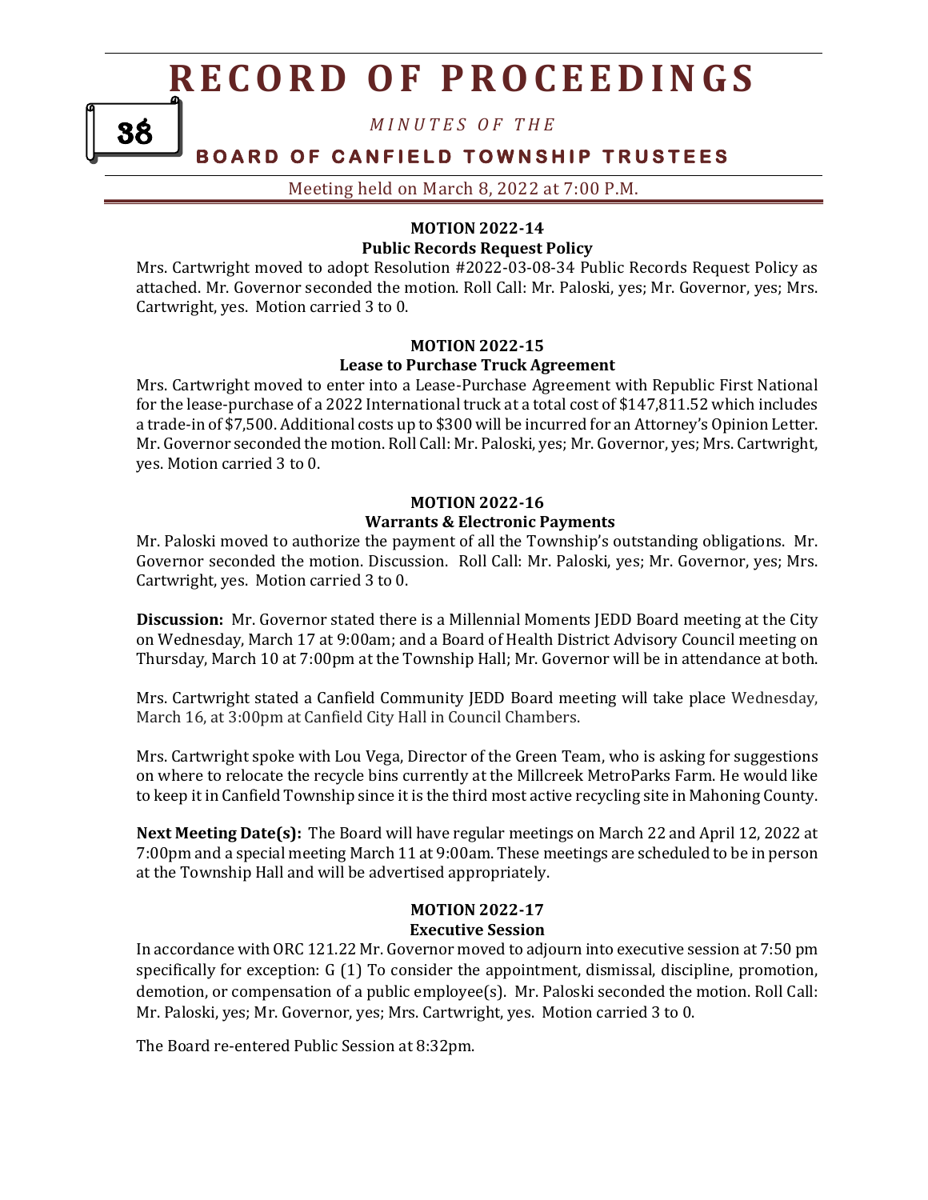**MOTION 2022-14**
**Public Records Request Policy**

Mrs. Cartwright moved to adopt Resolution #2022-03-08-34 Public Records Request Policy as attached. Mr. Governor seconded the motion. Roll Call: Mr. Paloski, yes; Mr. Governor, yes; Mrs. Cartwright, yes. Motion carried 3 to 0.

**MOTION 2022-15**
**Lease to Purchase Truck Agreement**

Mrs. Cartwright moved to enter into a Lease-Purchase Agreement with Republic First National for the lease-purchase of a 2022 International truck at a total cost of $147,811.52 which includes a trade-in of $7,500. Additional costs up to $300 will be incurred for an Attorney's Opinion Letter. Mr. Governor seconded the motion. Roll Call: Mr. Paloski, yes; Mr. Governor, yes; Mrs. Cartwright, yes. Motion carried 3 to 0.

**MOTION 2022-16**
**Warrants & Electronic Payments**

Mr. Paloski moved to authorize the payment of all the Township's outstanding obligations. Mr. Governor seconded the motion. Discussion. Roll Call: Mr. Paloski, yes; Mr. Governor, yes; Mrs. Cartwright, yes. Motion carried 3 to 0.

**Discussion:** Mr. Governor stated there is a Millennial Moments JEDD Board meeting at the City on Wednesday, March 17 at 9:00am; and a Board of Health District Advisory Council meeting on Thursday, March 10 at 7:00pm at the Township Hall; Mr. Governor will be in attendance at both.

Mrs. Cartwright stated a Canfield Community JEDD Board meeting will take place Wednesday, March 16, at 3:00pm at Canfield City Hall in Council Chambers.

Mrs. Cartwright spoke with Lou Vega, Director of the Green Team, who is asking for suggestions on where to relocate the recycle bins currently at the Millcreek MetroParks Farm. He would like to keep it in Canfield Township since it is the third most active recycling site in Mahoning County.

**Next Meeting Date(s):** The Board will have regular meetings on March 22 and April 12, 2022 at 7:00pm and a special meeting March 11 at 9:00am. These meetings are scheduled to be in person at the Township Hall and will be advertised appropriately.

**MOTION 2022-17**
**Executive Session**

In accordance with ORC 121.22 Mr. Governor moved to adjourn into executive session at 7:50 pm specifically for exception: G (1) To consider the appointment, dismissal, discipline, promotion, demotion, or compensation of a public employee(s). Mr. Paloski seconded the motion. Roll Call: Mr. Paloski, yes; Mr. Governor, yes; Mrs. Cartwright, yes. Motion carried 3 to 0.

The Board re-entered Public Session at 8:32pm.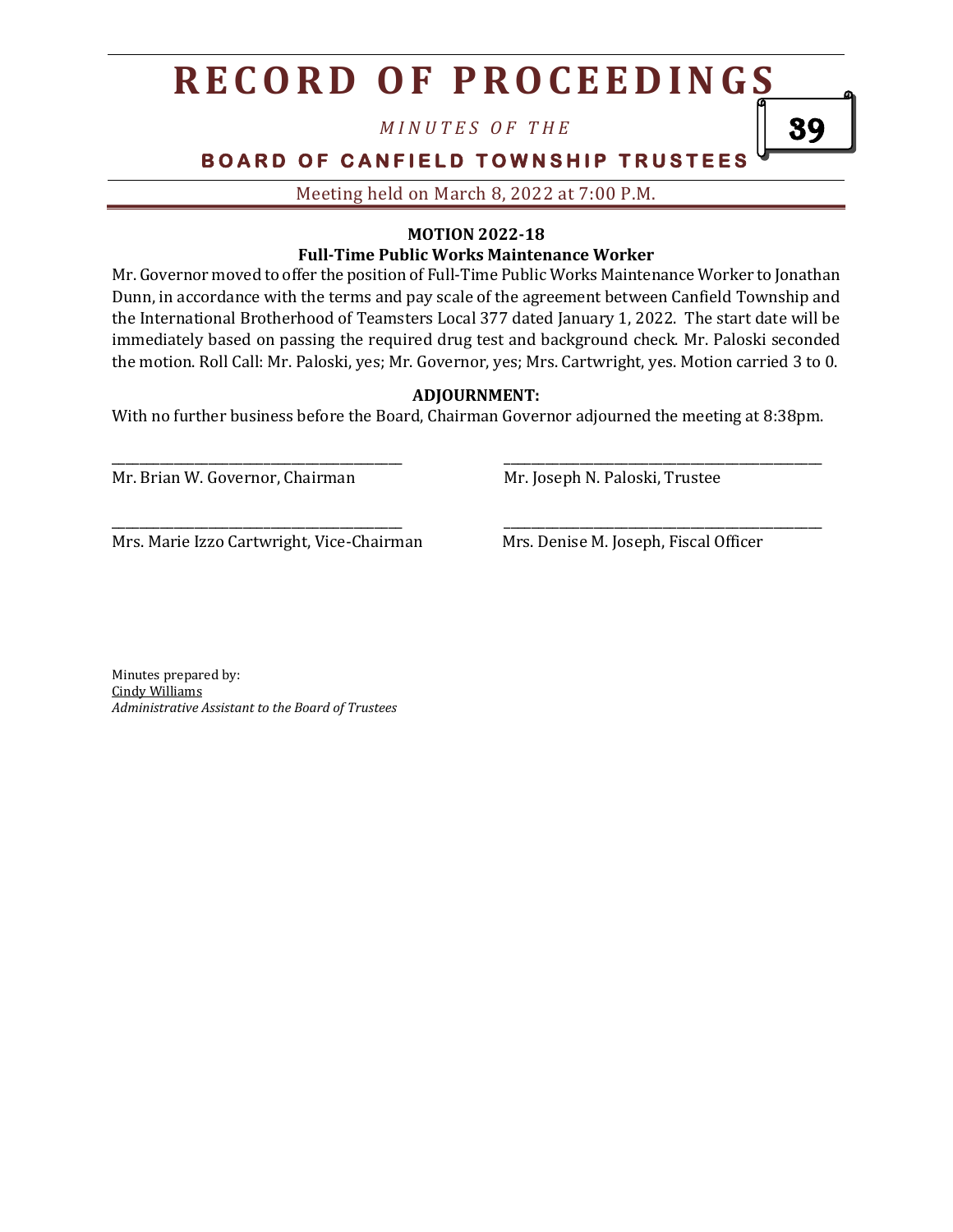**MOTION 2022-18**

**Full-Time Public Works Maintenance Worker**

Mr. Governor moved to offer the position of Full-Time Public Works Maintenance Worker to Jonathan Dunn, in accordance with the terms and pay scale of the agreement between Canfield Township and the International Brotherhood of Teamsters Local 377 dated January 1, 2022. The start date will be immediately based on passing the required drug test and background check. Mr. Paloski seconded the motion. Roll Call: Mr. Paloski, yes; Mr. Governor, yes; Mrs. Cartwright, yes. Motion carried 3 to 0.

**ADJOURNMENT:**

With no further business before the Board, Chairman Governor adjourned the meeting at 8:38pm.

_______________________________________ Mr. Brian W. Governor, Chairman

_______________________________________ Mr. Joseph N. Paloski, Trustee

_______________________________________ Mrs. Marie Izzo Cartwright, Vice-Chairman

_______________________________________ Mrs. Denise M. Joseph, Fiscal Officer

Minutes prepared by:
Cindy Williams
*Administrative Assistant to the Board of Trustees*